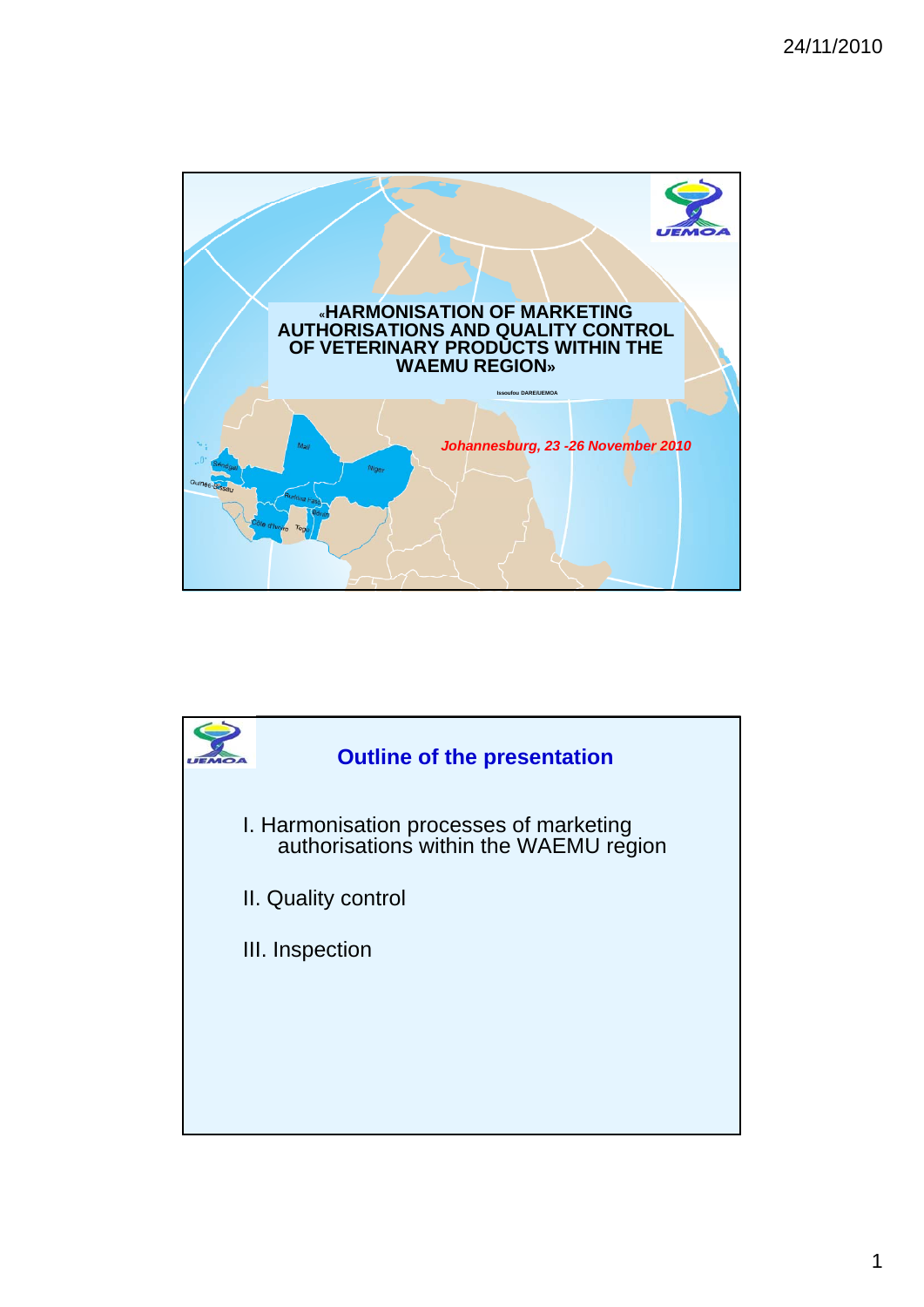# «HARMONISATION OF MARKETING AUTHORISATIONS AND QUALITY CONTROL OF VETERINARY PRODUCTS WITHIN THE WAEMU REGION»

Issoufou DARE/UEMOA

*Johannesburg, 23 -26 November 2010*

## Outline of the presentation

I. Harmonisation processes of marketing authorisations within the WAEMU region

II. Quality control

III. Inspection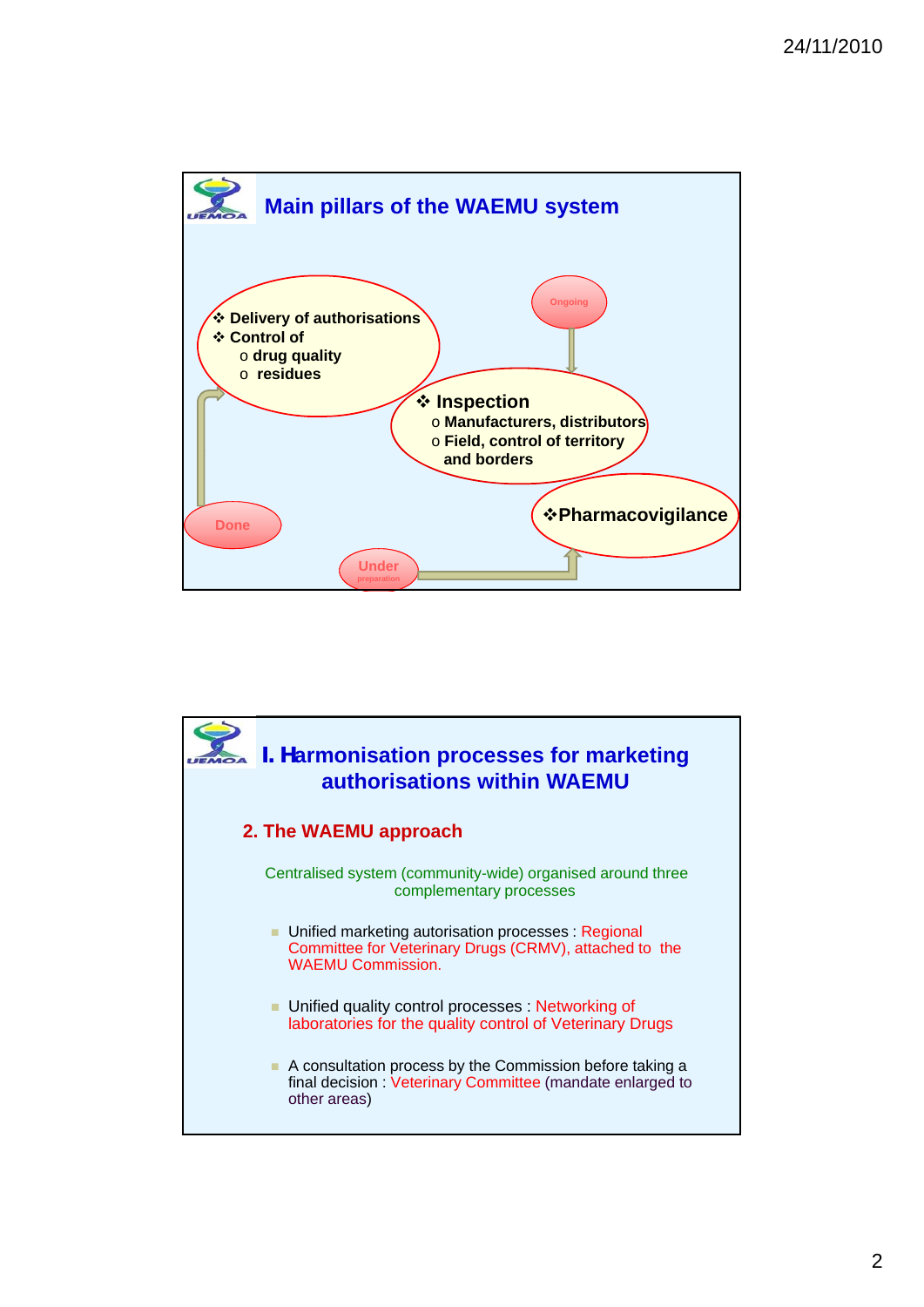## Main pillars of the WAEMU system

- ❖ Delivery of authorisations
- ❖ Control of
  - o drug quality
  - o residues

Done

- ❖ Inspection
  - o Manufacturers, distributors
  - o Field, control of territory and borders

Ongoing

- ❖ Pharmacovigilance

Under preparation

## I. Harmonisation processes for marketing authorisations within WAEMU

### 2. The WAEMU approach

Centralised system (community-wide) organised around three complementary processes

- Unified marketing autorisation processes : Regional Committee for Veterinary Drugs (CRMV), attached to the WAEMU Commission.
- Unified quality control processes : Networking of laboratories for the quality control of Veterinary Drugs
- A consultation process by the Commission before taking a final decision : Veterinary Committee (mandate enlarged to other areas)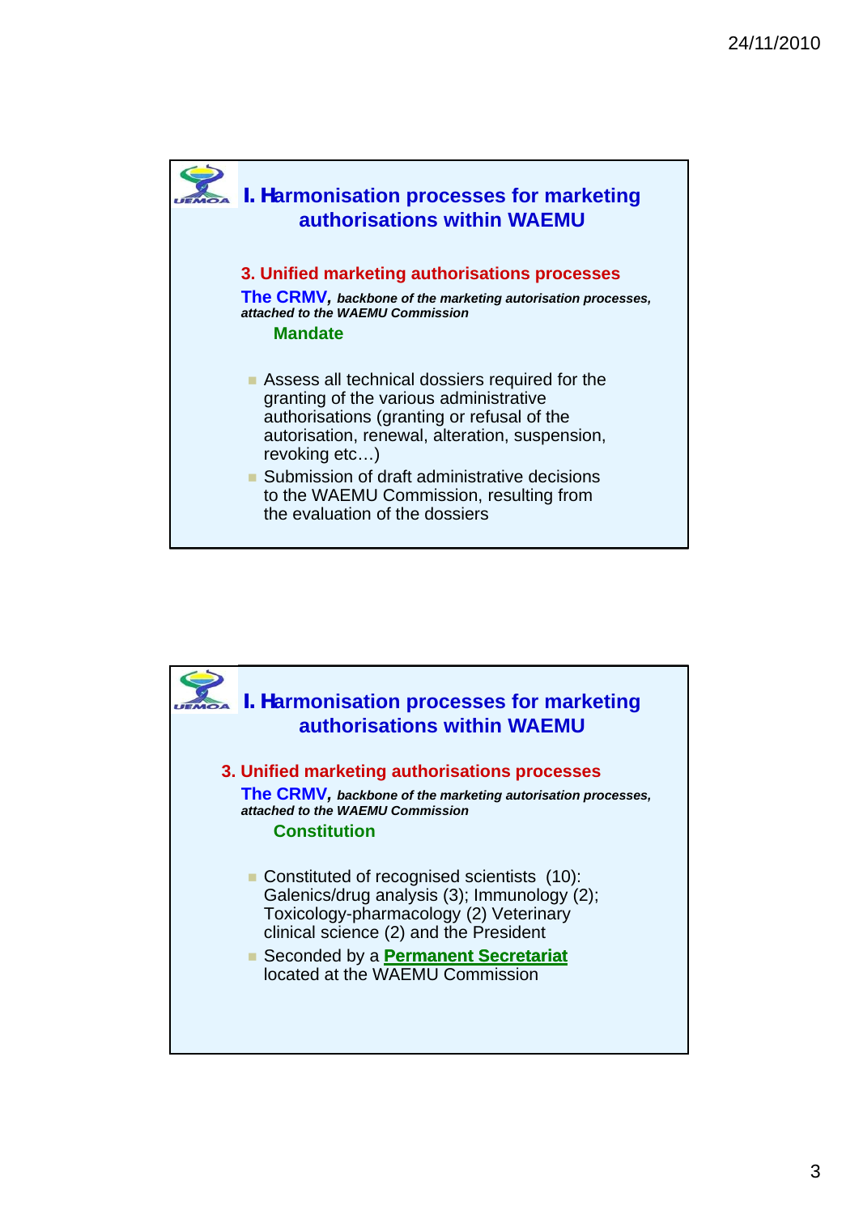## I. Harmonisation processes for marketing authorisations within WAEMU

### 3. Unified marketing authorisations processes

**The CRMV,** ***backbone of the marketing autorisation processes, attached to the WAEMU Commission***

**Mandate**

- Assess all technical dossiers required for the granting of the various administrative authorisations (granting or refusal of the autorisation, renewal, alteration, suspension, revoking etc…)
- Submission of draft administrative decisions to the WAEMU Commission, resulting from the evaluation of the dossiers

## I. Harmonisation processes for marketing authorisations within WAEMU

### 3. Unified marketing authorisations processes

**The CRMV,** ***backbone of the marketing autorisation processes, attached to the WAEMU Commission***

**Constitution**

- Constituted of recognised scientists (10): Galenics/drug analysis (3); Immunology (2); Toxicology-pharmacology (2) Veterinary clinical science (2) and the President
- Seconded by a **Permanent Secretariat** located at the WAEMU Commission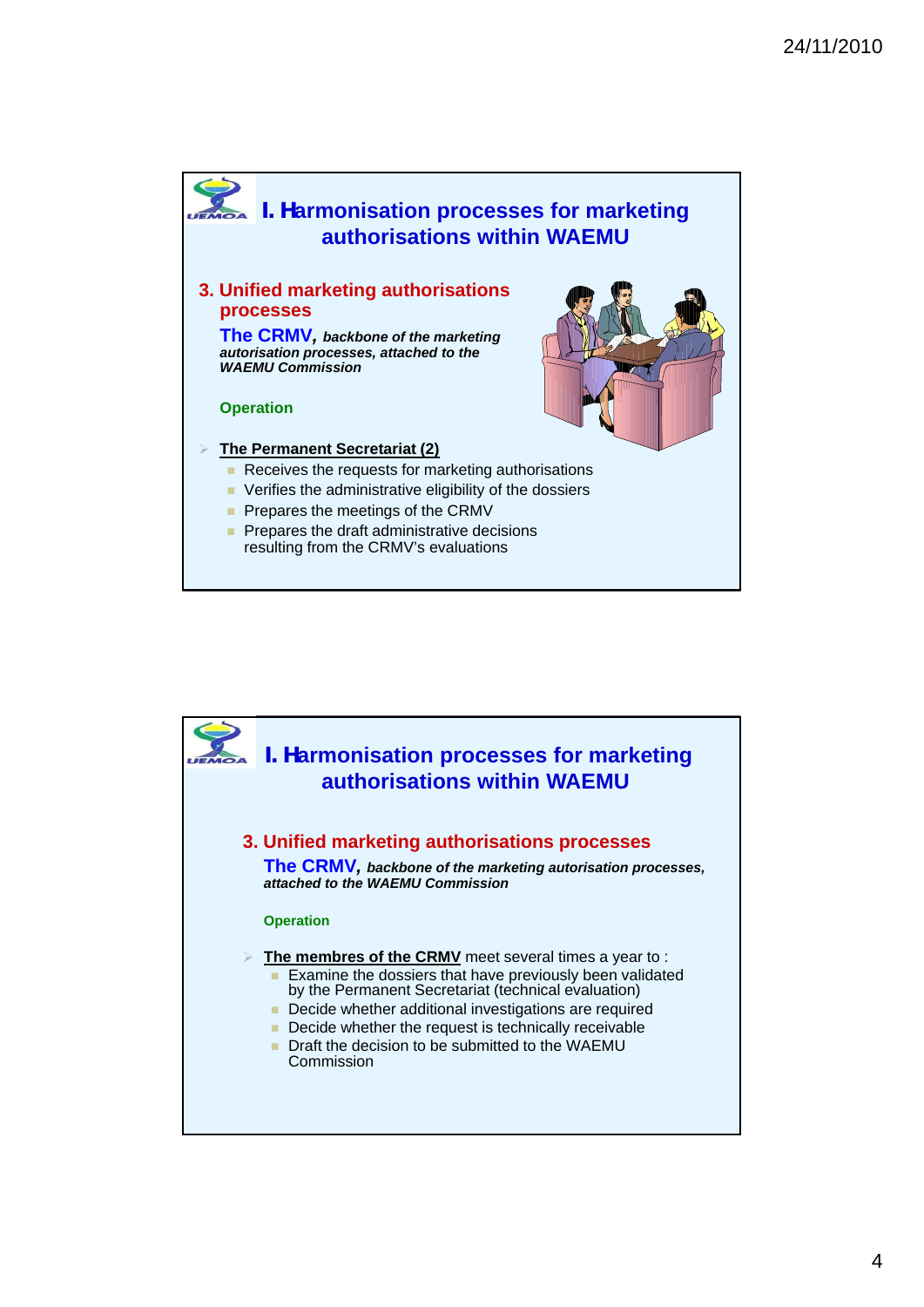## I. Harmonisation processes for marketing authorisations within WAEMU

### 3. Unified marketing authorisations processes

**The CRMV,** ***backbone of the marketing autorisation processes, attached to the WAEMU Commission***

**Operation**

- **The Permanent Secretariat (2)**
  - Receives the requests for marketing authorisations
  - Verifies the administrative eligibility of the dossiers
  - Prepares the meetings of the CRMV
  - Prepares the draft administrative decisions resulting from the CRMV's evaluations

## I. Harmonisation processes for marketing authorisations within WAEMU

### 3. Unified marketing authorisations processes

**The CRMV,** ***backbone of the marketing autorisation processes, attached to the WAEMU Commission***

**Operation**

- **The membres of the CRMV** meet several times a year to :
  - Examine the dossiers that have previously been validated by the Permanent Secretariat (technical evaluation)
  - Decide whether additional investigations are required
  - Decide whether the request is technically receivable
  - Draft the decision to be submitted to the WAEMU Commission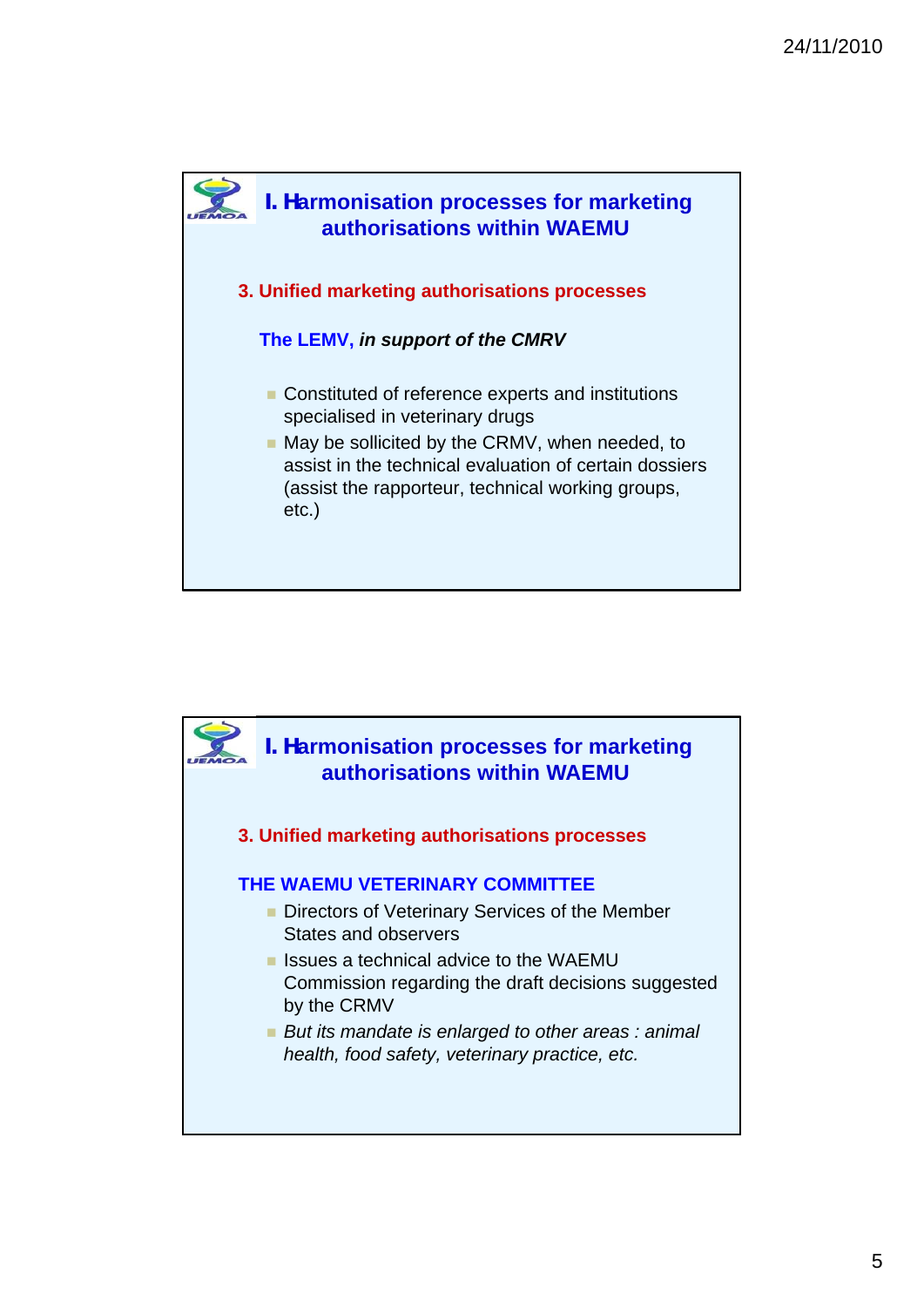## I. Harmonisation processes for marketing authorisations within WAEMU

### 3. Unified marketing authorisations processes

**The LEMV, *in support of the CMRV***

- Constituted of reference experts and institutions specialised in veterinary drugs
- May be sollicited by the CRMV, when needed, to assist in the technical evaluation of certain dossiers (assist the rapporteur, technical working groups, etc.)

## I. Harmonisation processes for marketing authorisations within WAEMU

### 3. Unified marketing authorisations processes

**THE WAEMU VETERINARY COMMITTEE**

- Directors of Veterinary Services of the Member States and observers
- Issues a technical advice to the WAEMU Commission regarding the draft decisions suggested by the CRMV
- *But its mandate is enlarged to other areas : animal health, food safety, veterinary practice, etc.*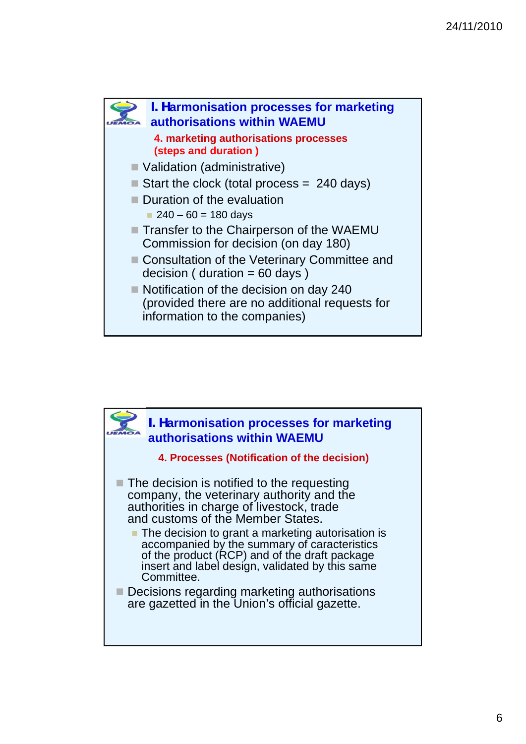## I. Harmonisation processes for marketing authorisations within WAEMU

### 4. marketing authorisations processes (steps and duration )

- Validation (administrative)
- Start the clock (total process = 240 days)
- Duration of the evaluation
  - 240 – 60 = 180 days
- Transfer to the Chairperson of the WAEMU Commission for decision (on day 180)
- Consultation of the Veterinary Committee and decision ( duration = 60 days )
- Notification of the decision on day 240 (provided there are no additional requests for information to the companies)

## I. Harmonisation processes for marketing authorisations within WAEMU

### 4. Processes (Notification of the decision)

- The decision is notified to the requesting company, the veterinary authority and the authorities in charge of livestock, trade and customs of the Member States.
  - The decision to grant a marketing autorisation is accompanied by the summary of caracteristics of the product (RCP) and of the draft package insert and label design, validated by this same Committee.
- Decisions regarding marketing authorisations are gazetted in the Union's official gazette.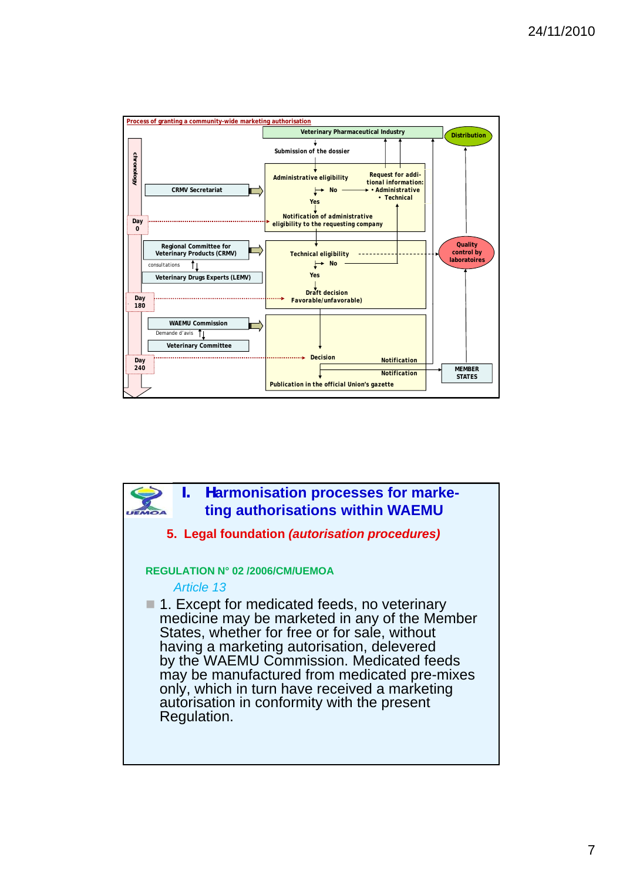**Process of granting a community-wide marketing authorisation**

chronology

- Veterinary Pharmaceutical Industry
- Distribution
- Submission of the dossier
- CRMV Secretariat
- Administrative eligibility
  - No → Request for additional information:
    - Administrative
    - Technical
  - Yes
- Day 0 — Notification of administrative eligibility to the requesting company
- Regional Committee for Veterinary Products (CRMV)
- consultations
- Veterinary Drugs Experts (LEMV)
- Technical eligibility
  - No
  - Yes
- Quality control by laboratoires
- Day 180 — Draft decision Favorable/unfavorable)
- WAEMU Commission
- Demande d'avis
- Veterinary Committee
- Day 240 — Decision
- Notification
- Notification
- MEMBER STATES
- Publication in the official Union's gazette

# I. Harmonisation processes for marketing authorisations within WAEMU

## 5. Legal foundation *(autorisation procedures)*

**REGULATION N° 02 /2006/CM/UEMOA**

*Article 13*

- 1. Except for medicated feeds, no veterinary medicine may be marketed in any of the Member States, whether for free or for sale, without having a marketing autorisation, delevered by the WAEMU Commission. Medicated feeds may be manufactured from medicated pre-mixes only, which in turn have received a marketing autorisation in conformity with the present Regulation.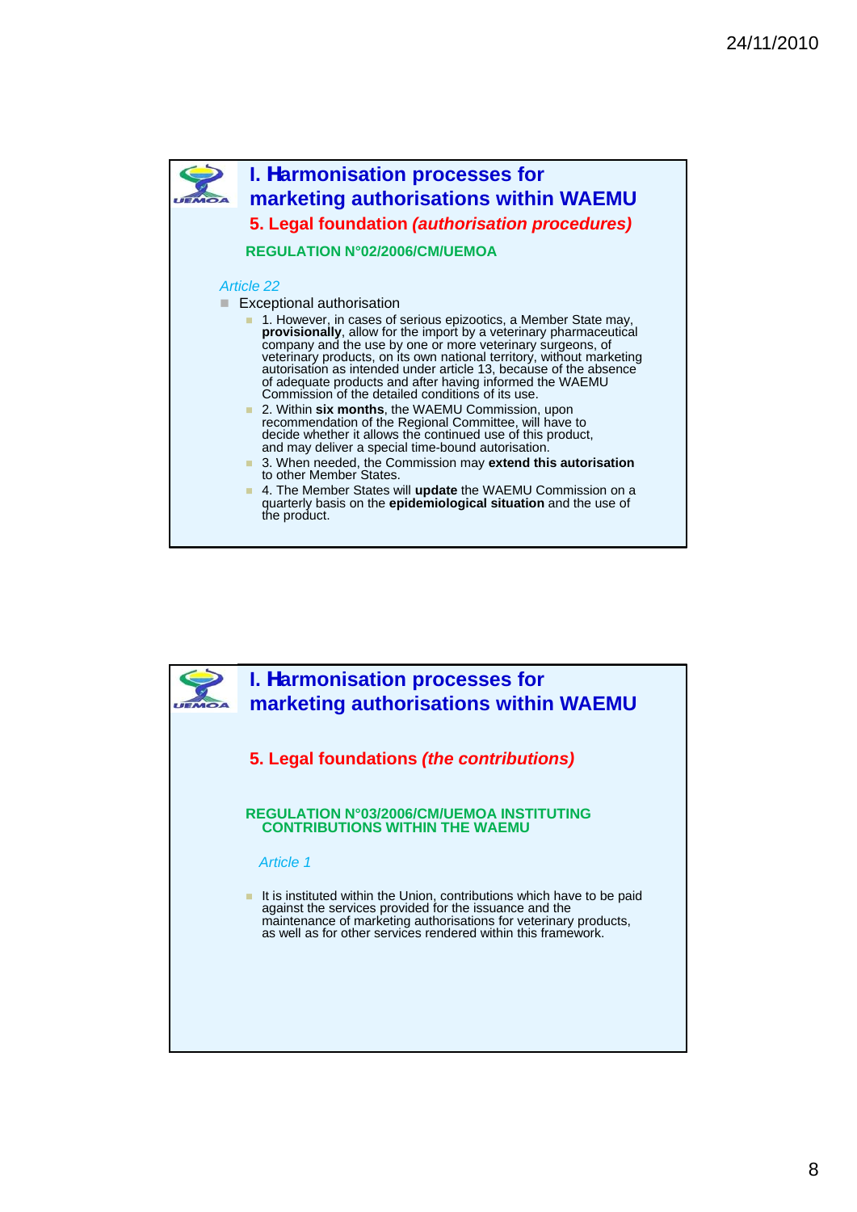## I. Harmonisation processes for marketing authorisations within WAEMU

### 5. Legal foundation *(authorisation procedures)*

**REGULATION N°02/2006/CM/UEMOA**

*Article 22*

- Exceptional authorisation
  - 1. However, in cases of serious epizootics, a Member State may, **provisionally**, allow for the import by a veterinary pharmaceutical company and the use by one or more veterinary surgeons, of veterinary products, on its own national territory, without marketing autorisation as intended under article 13, because of the absence of adequate products and after having informed the WAEMU Commission of the detailed conditions of its use.
  - 2. Within **six months**, the WAEMU Commission, upon recommendation of the Regional Committee, will have to decide whether it allows the continued use of this product, and may deliver a special time-bound autorisation.
  - 3. When needed, the Commission may **extend this autorisation** to other Member States.
  - 4. The Member States will **update** the WAEMU Commission on a quarterly basis on the **epidemiological situation** and the use of the product.

## I. Harmonisation processes for marketing authorisations within WAEMU

### 5. Legal foundations *(the contributions)*

**REGULATION N°03/2006/CM/UEMOA INSTITUTING CONTRIBUTIONS WITHIN THE WAEMU**

*Article 1*

- It is instituted within the Union, contributions which have to be paid against the services provided for the issuance and the maintenance of marketing authorisations for veterinary products, as well as for other services rendered within this framework.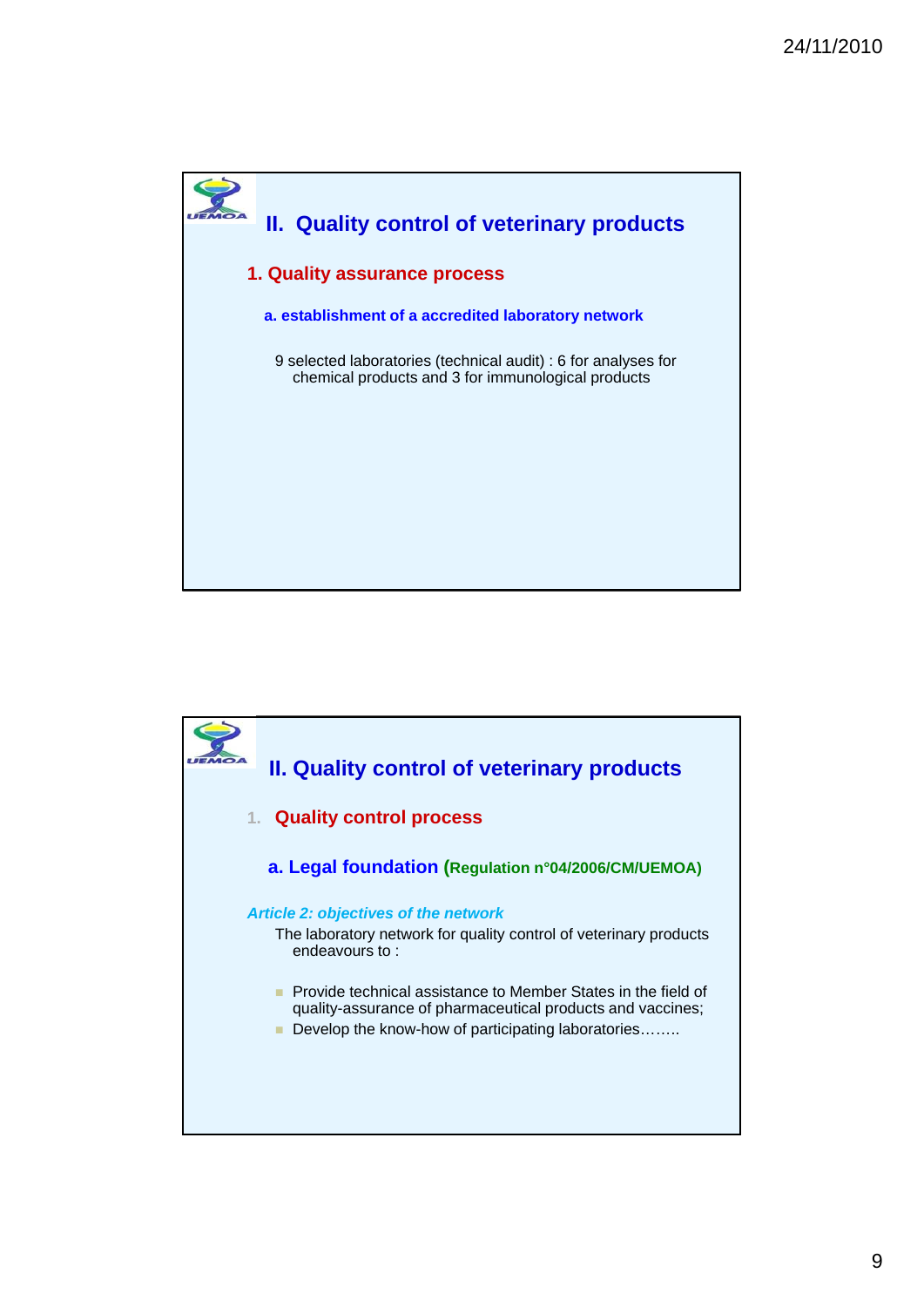## II. Quality control of veterinary products

### 1. Quality assurance process

#### a. establishment of a accredited laboratory network

9 selected laboratories (technical audit) : 6 for analyses for chemical products and 3 for immunological products

## II. Quality control of veterinary products

### 1. Quality control process

#### a. Legal foundation (Regulation n°04/2006/CM/UEMOA)

*Article 2: objectives of the network*

The laboratory network for quality control of veterinary products endeavours to :

- Provide technical assistance to Member States in the field of quality-assurance of pharmaceutical products and vaccines;
- Develop the know-how of participating laboratories……..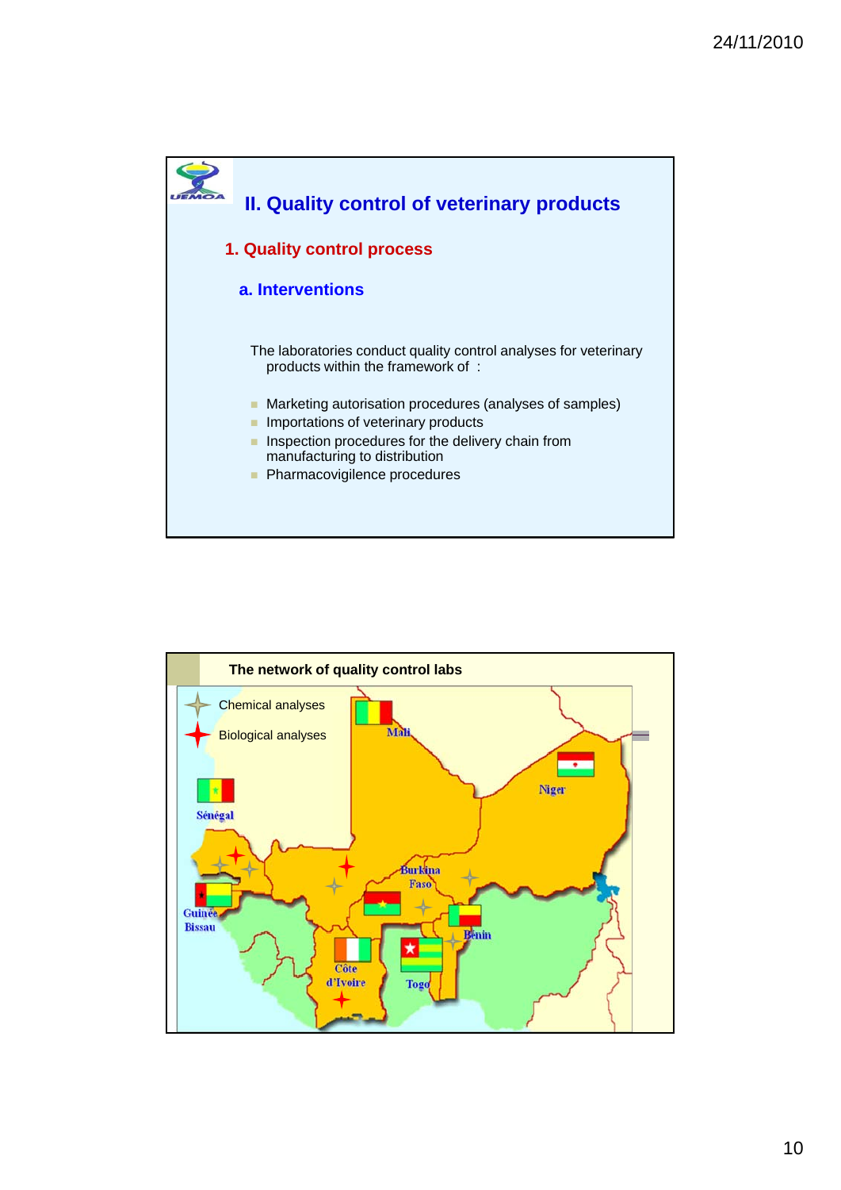## II. Quality control of veterinary products

### 1. Quality control process

#### a. Interventions

The laboratories conduct quality control analyses for veterinary products within the framework of :

- Marketing autorisation procedures (analyses of samples)
- Importations of veterinary products
- Inspection procedures for the delivery chain from manufacturing to distribution
- Pharmacovigilence procedures

### The network of quality control labs

- Chemical analyses
- Biological analyses

Mali, Niger, Sénégal, Burkina Faso, Guinée Bissau, Bénin, Côte d'Ivoire, Togo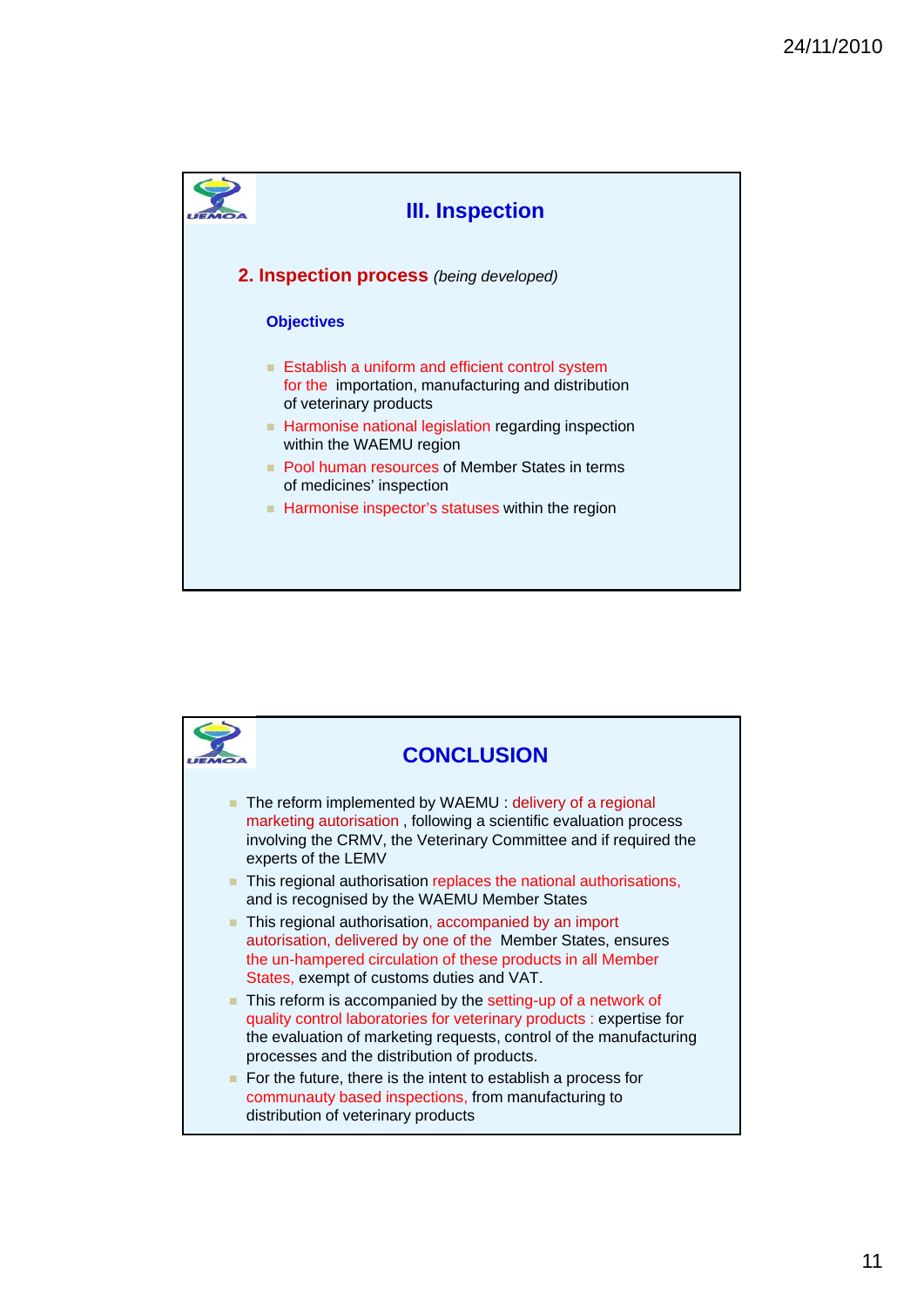# III. Inspection

## 2. Inspection process *(being developed)*

### Objectives

- Establish a uniform and efficient control system for the importation, manufacturing and distribution of veterinary products
- Harmonise national legislation regarding inspection within the WAEMU region
- Pool human resources of Member States in terms of medicines' inspection
- Harmonise inspector's statuses within the region

# CONCLUSION

- The reform implemented by WAEMU : delivery of a regional marketing autorisation , following a scientific evaluation process involving the CRMV, the Veterinary Committee and if required the experts of the LEMV
- This regional authorisation replaces the national authorisations, and is recognised by the WAEMU Member States
- This regional authorisation, accompanied by an import autorisation, delivered by one of the Member States, ensures the un-hampered circulation of these products in all Member States, exempt of customs duties and VAT.
- This reform is accompanied by the setting-up of a network of quality control laboratories for veterinary products : expertise for the evaluation of marketing requests, control of the manufacturing processes and the distribution of products.
- For the future, there is the intent to establish a process for communauty based inspections, from manufacturing to distribution of veterinary products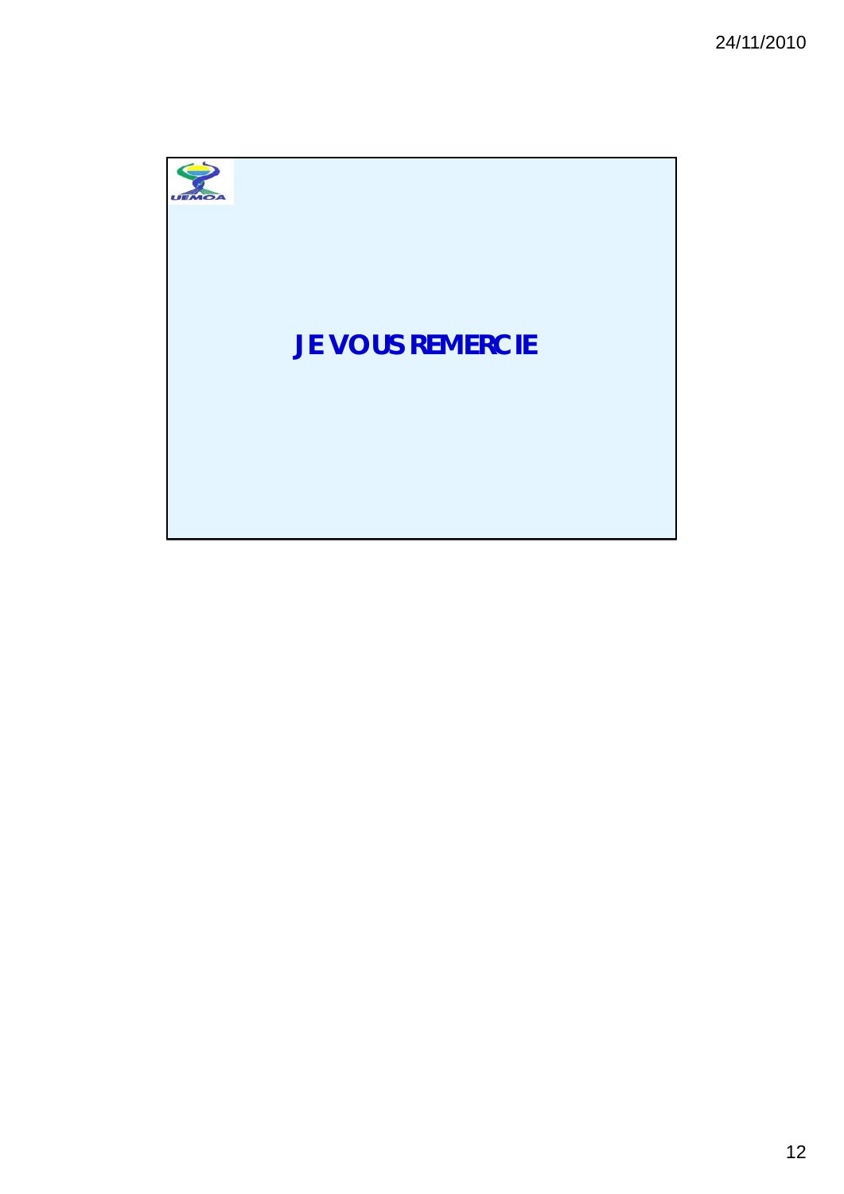UEMOA

**JE VOUS REMERCIE**